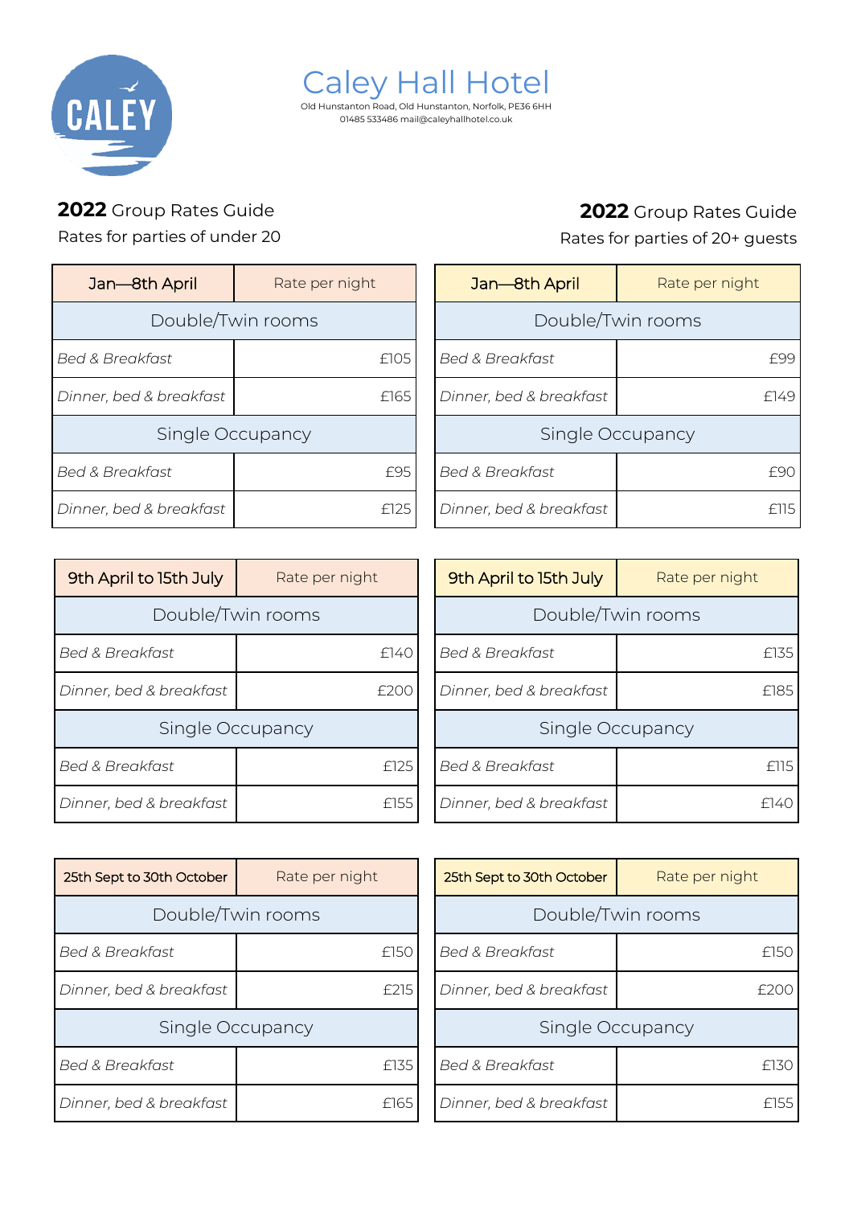# Caley Hall Hotel

Old Hunstanton Road, Old Hunstanton, Norfolk, PE36 6HH
01485 533486 mail@caleyhallhotel.co.uk

## **2022** Group Rates Guide

Rates for parties of under 20

| Jan—8th April | Rate per night |
|---|---|
| **Double/Twin rooms** | |
| *Bed & Breakfast* | £105 |
| *Dinner, bed & breakfast* | £165 |
| **Single Occupancy** | |
| *Bed & Breakfast* | £95 |
| *Dinner, bed & breakfast* | £125 |

| 9th April to 15th July | Rate per night |
|---|---|
| **Double/Twin rooms** | |
| *Bed & Breakfast* | £140 |
| *Dinner, bed & breakfast* | £200 |
| **Single Occupancy** | |
| *Bed & Breakfast* | £125 |
| *Dinner, bed & breakfast* | £155 |

| 25th Sept to 30th October | Rate per night |
|---|---|
| **Double/Twin rooms** | |
| *Bed & Breakfast* | £150 |
| *Dinner, bed & breakfast* | £215 |
| **Single Occupancy** | |
| *Bed & Breakfast* | £135 |
| *Dinner, bed & breakfast* | £165 |

## **2022** Group Rates Guide

Rates for parties of 20+ guests

| Jan—8th April | Rate per night |
|---|---|
| **Double/Twin rooms** | |
| *Bed & Breakfast* | £99 |
| *Dinner, bed & breakfast* | £149 |
| **Single Occupancy** | |
| *Bed & Breakfast* | £90 |
| *Dinner, bed & breakfast* | £115 |

| 9th April to 15th July | Rate per night |
|---|---|
| **Double/Twin rooms** | |
| *Bed & Breakfast* | £135 |
| *Dinner, bed & breakfast* | £185 |
| **Single Occupancy** | |
| *Bed & Breakfast* | £115 |
| *Dinner, bed & breakfast* | £140 |

| 25th Sept to 30th October | Rate per night |
|---|---|
| **Double/Twin rooms** | |
| *Bed & Breakfast* | £150 |
| *Dinner, bed & breakfast* | £200 |
| **Single Occupancy** | |
| *Bed & Breakfast* | £130 |
| *Dinner, bed & breakfast* | £155 |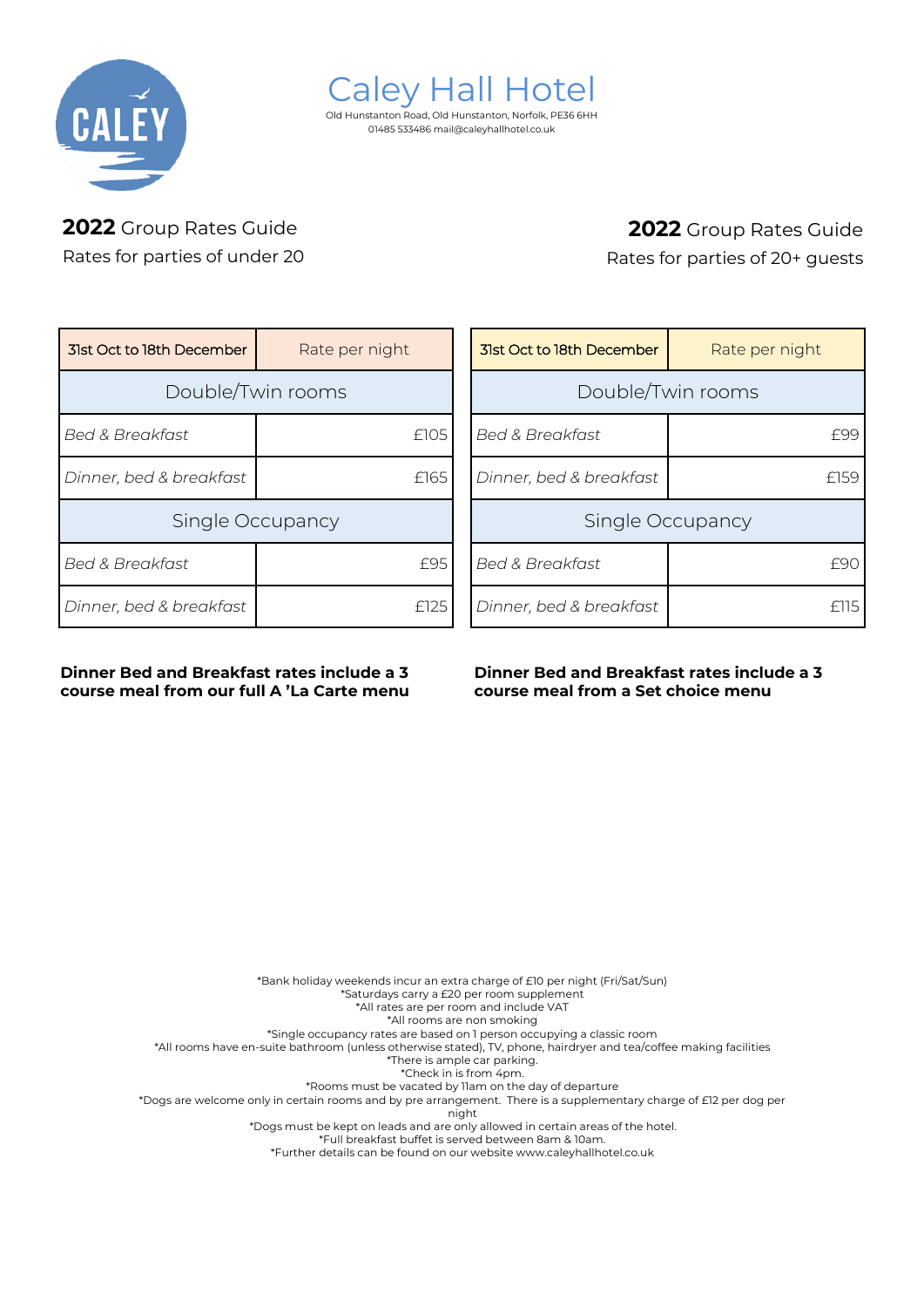# Caley Hall Hotel

Old Hunstanton Road, Old Hunstanton, Norfolk, PE36 6HH
01485 533486 mail@caleyhallhotel.co.uk

## **2022** Group Rates Guide

Rates for parties of under 20

| 31st Oct to 18th December | Rate per night |
|---|---|
| **Double/Twin rooms** | |
| *Bed & Breakfast* | £105 |
| *Dinner, bed & breakfast* | £165 |
| **Single Occupancy** | |
| *Bed & Breakfast* | £95 |
| *Dinner, bed & breakfast* | £125 |

**Dinner Bed and Breakfast rates include a 3 course meal from our full A 'La Carte menu**

## **2022** Group Rates Guide

Rates for parties of 20+ guests

| 31st Oct to 18th December | Rate per night |
|---|---|
| **Double/Twin rooms** | |
| *Bed & Breakfast* | £99 |
| *Dinner, bed & breakfast* | £159 |
| **Single Occupancy** | |
| *Bed & Breakfast* | £90 |
| *Dinner, bed & breakfast* | £115 |

**Dinner Bed and Breakfast rates include a 3 course meal from a Set choice menu**

*Bank holiday weekends incur an extra charge of £10 per night (Fri/Sat/Sun)
*Saturdays carry a £20 per room supplement
*All rates are per room and include VAT
*All rooms are non smoking
*Single occupancy rates are based on 1 person occupying a classic room
*All rooms have en-suite bathroom (unless otherwise stated), TV, phone, hairdryer and tea/coffee making facilities
*There is ample car parking.
*Check in is from 4pm.
*Rooms must be vacated by 11am on the day of departure
*Dogs are welcome only in certain rooms and by pre arrangement. There is a supplementary charge of £12 per dog per night
*Dogs must be kept on leads and are only allowed in certain areas of the hotel.
*Full breakfast buffet is served between 8am & 10am.
*Further details can be found on our website www.caleyhallhotel.co.uk